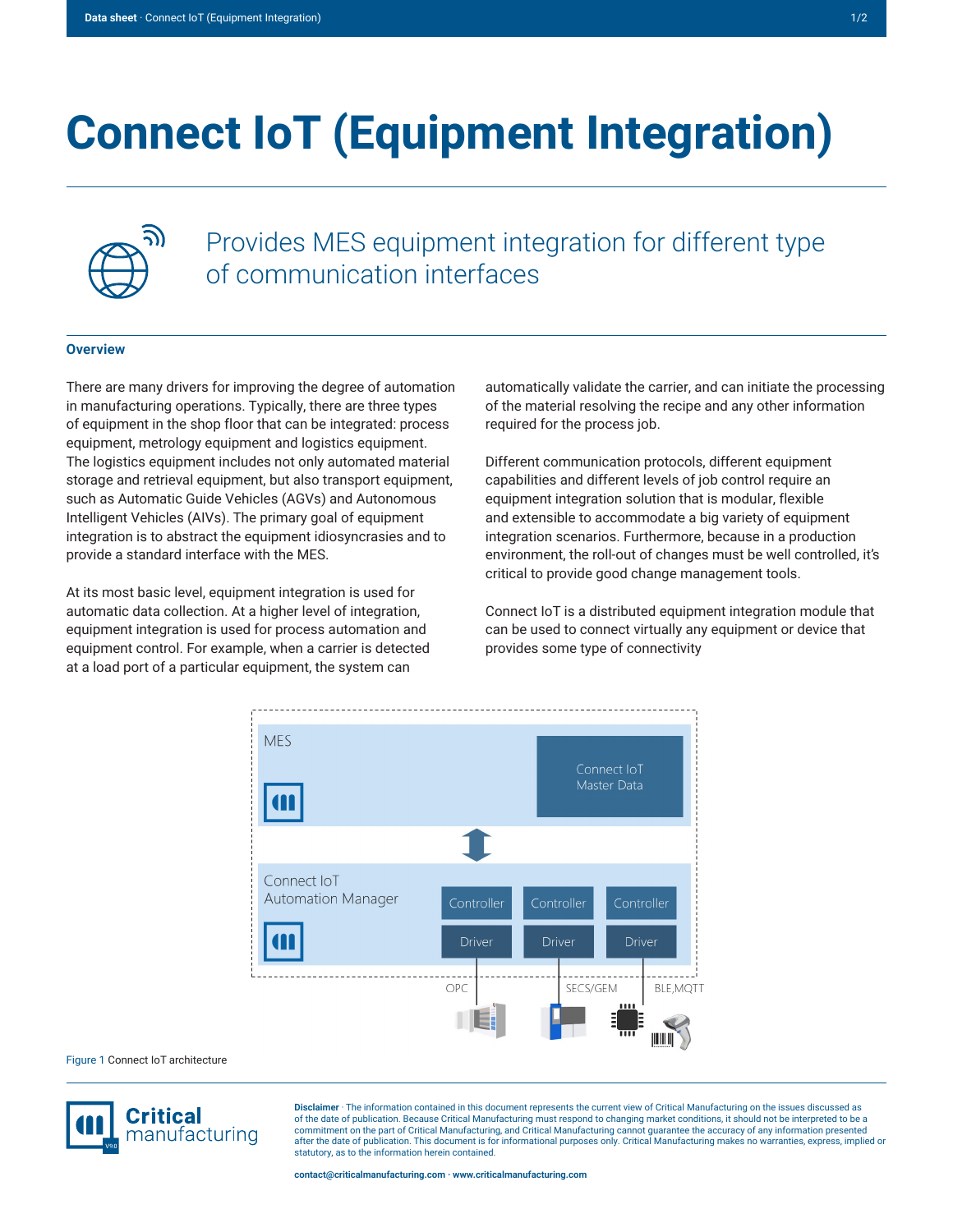# Connect IoT (Equipment Integration)

## Provides MES equipment integration for different type of communication interfaces

### Overview

There are many drivers for improving the degree of automation in manufacturing operations. Typically, there are three types of equipment in the shop floor that can be integrated: process equipment, metrology equipment and logistics equipment. The logistics equipment includes not only automated material storage and retrieval equipment, but also transport equipment, such as Automatic Guide Vehicles (AGVs) and Autonomous Intelligent Vehicles (AIVs). The primary goal of equipment integration is to abstract the equipment idiosyncrasies and to provide a standard interface with the MES.

At its most basic level, equipment integration is used for automatic data collection. At a higher level of integration, equipment integration is used for process automation and equipment control. For example, when a carrier is detected at a load port of a particular equipment, the system can automatically validate the carrier, and can initiate the processing of the material resolving the recipe and any other information required for the process job.

Different communication protocols, different equipment capabilities and different levels of job control require an equipment integration solution that is modular, flexible and extensible to accommodate a big variety of equipment integration scenarios. Furthermore, because in a production environment, the roll-out of changes must be well controlled, it's critical to provide good change management tools.

Connect IoT is a distributed equipment integration module that can be used to connect virtually any equipment or device that provides some type of connectivity

Figure 1 Connect IoT architecture

**Disclaimer** · The information contained in this document represents the current view of Critical Manufacturing on the issues discussed as of the date of publication. Because Critical Manufacturing must respond to changing market conditions, it should not be interpreted to be a commitment on the part of Critical Manufacturing, and Critical Manufacturing cannot guarantee the accuracy of any information presented after the date of publication. This document is for informational purposes only. Critical Manufacturing makes no warranties, express, implied or statutory, as to the information herein contained.

contact@criticalmanufacturing.com · www.criticalmanufacturing.com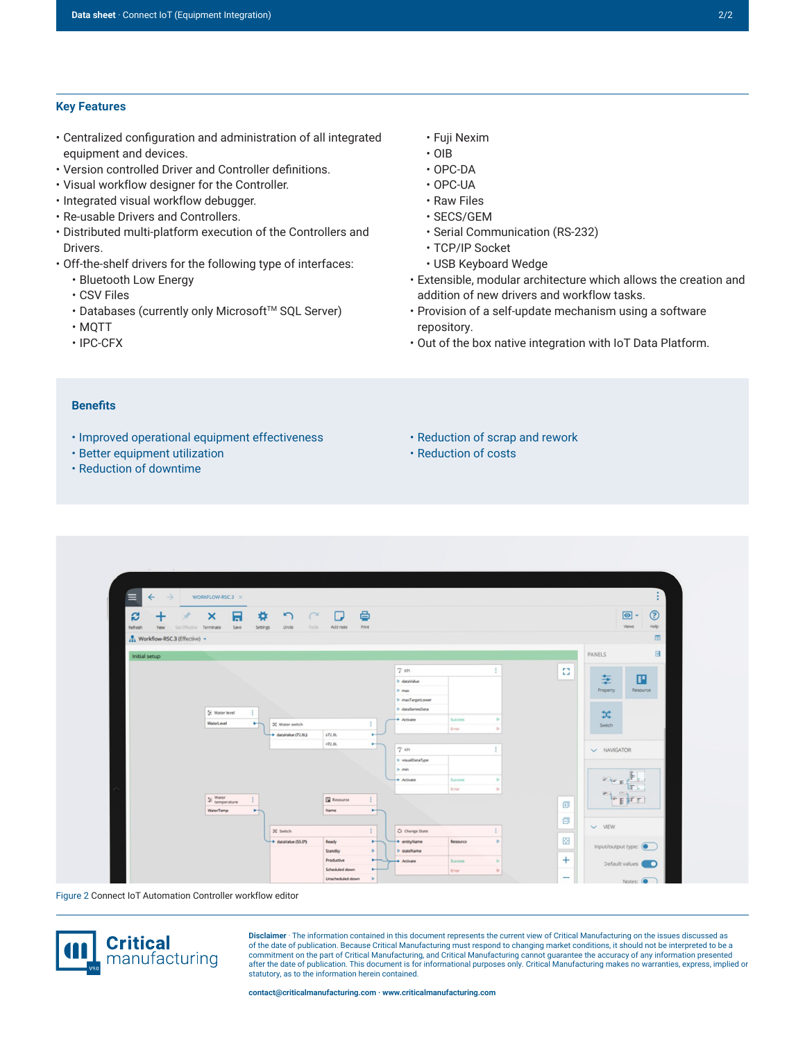## Key Features

- Centralized configuration and administration of all integrated equipment and devices.
- Version controlled Driver and Controller definitions.
- Visual workflow designer for the Controller.
- Integrated visual workflow debugger.
- Re-usable Drivers and Controllers.
- Distributed multi-platform execution of the Controllers and Drivers.
- Off-the-shelf drivers for the following type of interfaces:
  - Bluetooth Low Energy
  - CSV Files
  - Databases (currently only Microsoft™ SQL Server)
  - MQTT
  - IPC-CFX
  - Fuji Nexim
  - OIB
  - OPC-DA
  - OPC-UA
  - Raw Files
  - SECS/GEM
  - Serial Communication (RS-232)
  - TCP/IP Socket
  - USB Keyboard Wedge
- Extensible, modular architecture which allows the creation and addition of new drivers and workflow tasks.
- Provision of a self-update mechanism using a software repository.
- Out of the box native integration with IoT Data Platform.

## Benefits

- Improved operational equipment effectiveness
- Better equipment utilization
- Reduction of downtime
- Reduction of scrap and rework
- Reduction of costs

Figure 2 Connect IoT Automation Controller workflow editor

**Disclaimer** · The information contained in this document represents the current view of Critical Manufacturing on the issues discussed as of the date of publication. Because Critical Manufacturing must respond to changing market conditions, it should not be interpreted to be a commitment on the part of Critical Manufacturing, and Critical Manufacturing cannot guarantee the accuracy of any information presented after the date of publication. This document is for informational purposes only. Critical Manufacturing makes no warranties, express, implied or statutory, as to the information herein contained.

contact@criticalmanufacturing.com · www.criticalmanufacturing.com